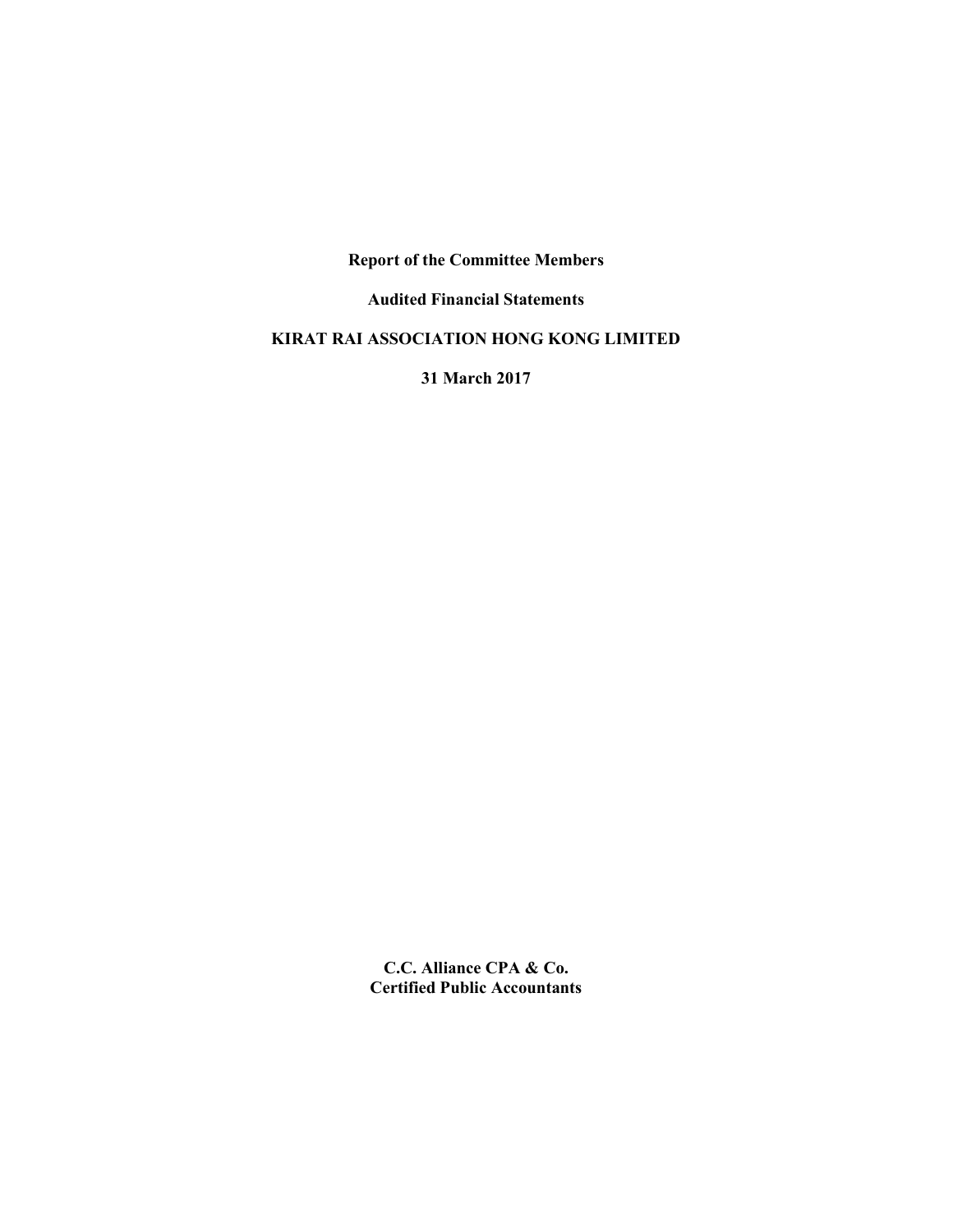**Report of the Committee Members**

**Audited Financial Statements**

**KIRAT RAI ASSOCIATION HONG KONG LIMITED**

**31 March 2017**

**C.C. Alliance CPA & Co.**
**Certified Public Accountants**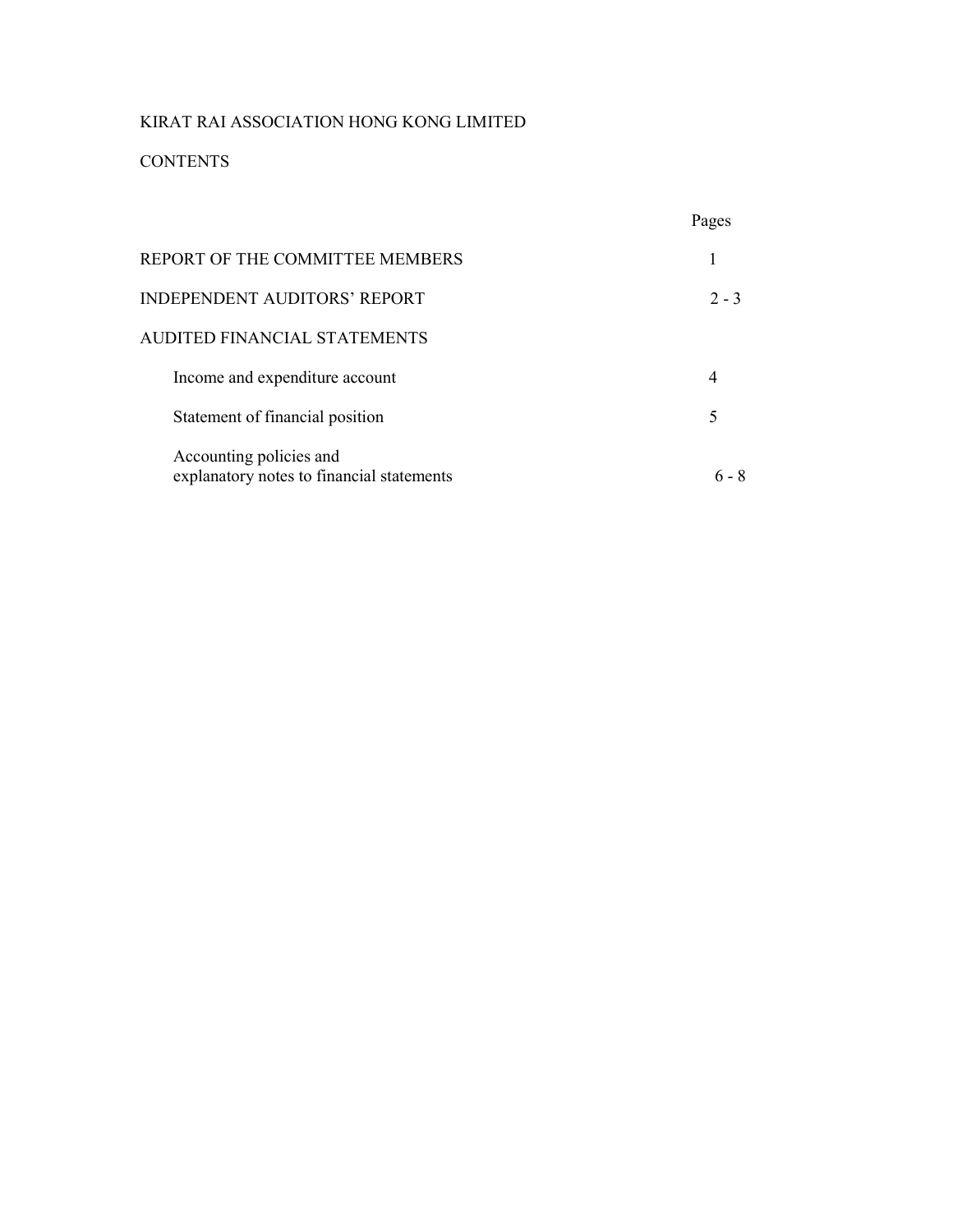KIRAT RAI ASSOCIATION HONG KONG LIMITED

CONTENTS

| | Pages |
|---|---|
| REPORT OF THE COMMITTEE MEMBERS | 1 |
| INDEPENDENT AUDITORS' REPORT | 2 - 3 |
| AUDITED FINANCIAL STATEMENTS | |
| Income and expenditure account | 4 |
| Statement of financial position | 5 |
| Accounting policies and explanatory notes to financial statements | 6 - 8 |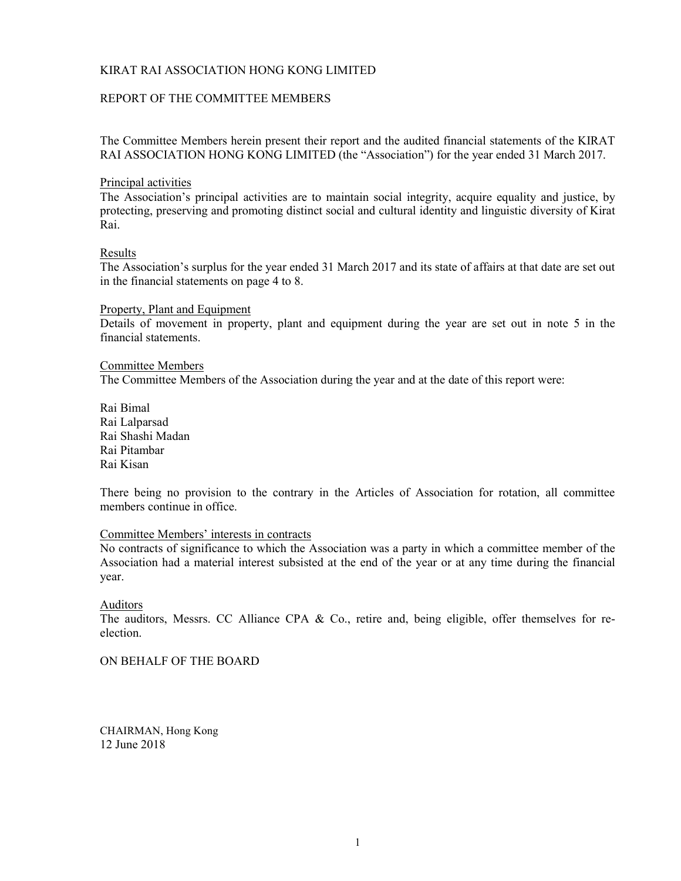# KIRAT RAI ASSOCIATION HONG KONG LIMITED

## REPORT OF THE COMMITTEE MEMBERS

The Committee Members herein present their report and the audited financial statements of the KIRAT RAI ASSOCIATION HONG KONG LIMITED (the "Association") for the year ended 31 March 2017.

### Principal activities

The Association's principal activities are to maintain social integrity, acquire equality and justice, by protecting, preserving and promoting distinct social and cultural identity and linguistic diversity of Kirat Rai.

### Results

The Association's surplus for the year ended 31 March 2017 and its state of affairs at that date are set out in the financial statements on page 4 to 8.

### Property, Plant and Equipment

Details of movement in property, plant and equipment during the year are set out in note 5 in the financial statements.

### Committee Members

The Committee Members of the Association during the year and at the date of this report were:

Rai Bimal
Rai Lalparsad
Rai Shashi Madan
Rai Pitambar
Rai Kisan

There being no provision to the contrary in the Articles of Association for rotation, all committee members continue in office.

### Committee Members' interests in contracts

No contracts of significance to which the Association was a party in which a committee member of the Association had a material interest subsisted at the end of the year or at any time during the financial year.

### Auditors

The auditors, Messrs. CC Alliance CPA & Co., retire and, being eligible, offer themselves for re-election.

ON BEHALF OF THE BOARD

CHAIRMAN, Hong Kong
12 June 2018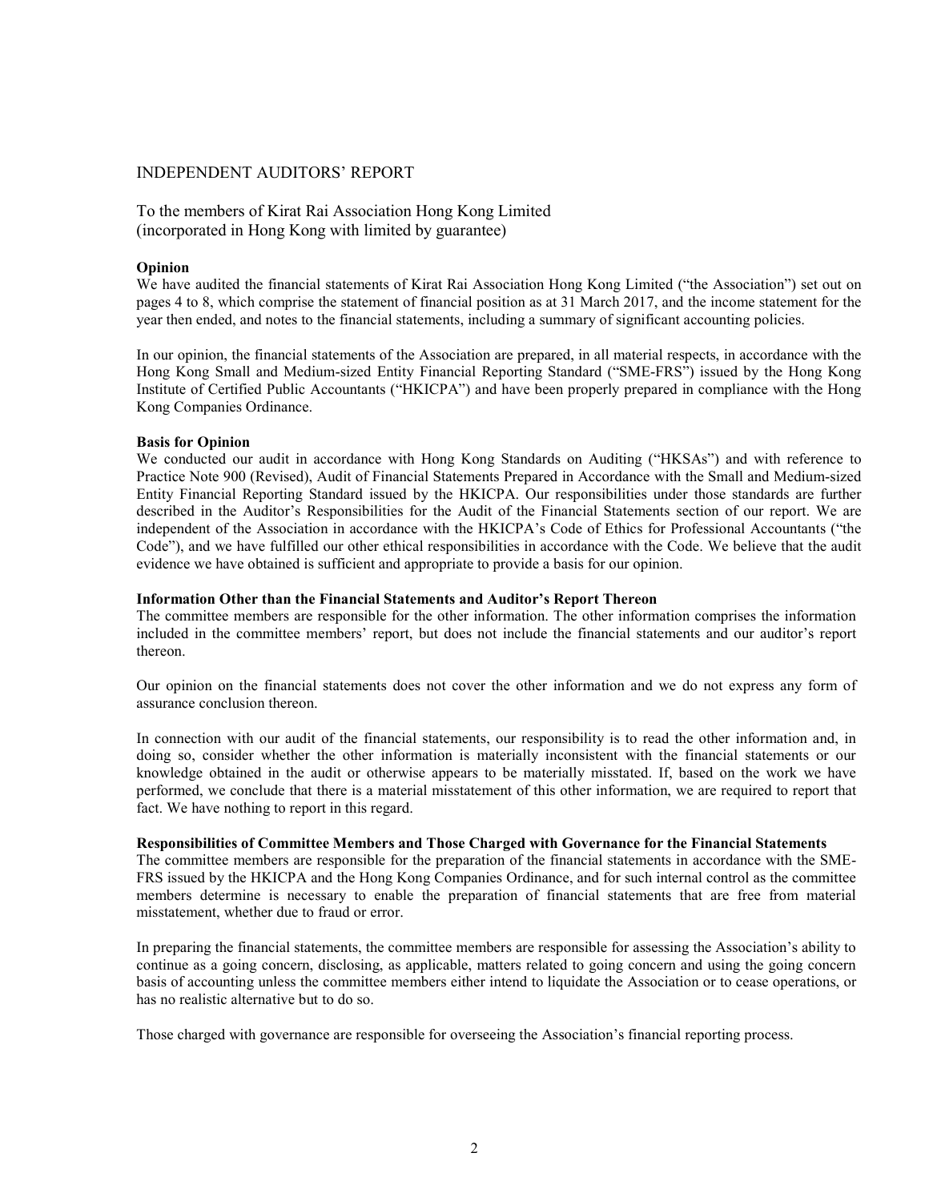# INDEPENDENT AUDITORS' REPORT

To the members of Kirat Rai Association Hong Kong Limited
(incorporated in Hong Kong with limited by guarantee)

**Opinion**

We have audited the financial statements of Kirat Rai Association Hong Kong Limited ("the Association") set out on pages 4 to 8, which comprise the statement of financial position as at 31 March 2017, and the income statement for the year then ended, and notes to the financial statements, including a summary of significant accounting policies.

In our opinion, the financial statements of the Association are prepared, in all material respects, in accordance with the Hong Kong Small and Medium-sized Entity Financial Reporting Standard ("SME-FRS") issued by the Hong Kong Institute of Certified Public Accountants ("HKICPA") and have been properly prepared in compliance with the Hong Kong Companies Ordinance.

**Basis for Opinion**

We conducted our audit in accordance with Hong Kong Standards on Auditing ("HKSAs") and with reference to Practice Note 900 (Revised), Audit of Financial Statements Prepared in Accordance with the Small and Medium-sized Entity Financial Reporting Standard issued by the HKICPA. Our responsibilities under those standards are further described in the Auditor's Responsibilities for the Audit of the Financial Statements section of our report. We are independent of the Association in accordance with the HKICPA's Code of Ethics for Professional Accountants ("the Code"), and we have fulfilled our other ethical responsibilities in accordance with the Code. We believe that the audit evidence we have obtained is sufficient and appropriate to provide a basis for our opinion.

**Information Other than the Financial Statements and Auditor's Report Thereon**

The committee members are responsible for the other information. The other information comprises the information included in the committee members' report, but does not include the financial statements and our auditor's report thereon.

Our opinion on the financial statements does not cover the other information and we do not express any form of assurance conclusion thereon.

In connection with our audit of the financial statements, our responsibility is to read the other information and, in doing so, consider whether the other information is materially inconsistent with the financial statements or our knowledge obtained in the audit or otherwise appears to be materially misstated. If, based on the work we have performed, we conclude that there is a material misstatement of this other information, we are required to report that fact. We have nothing to report in this regard.

**Responsibilities of Committee Members and Those Charged with Governance for the Financial Statements**

The committee members are responsible for the preparation of the financial statements in accordance with the SME-FRS issued by the HKICPA and the Hong Kong Companies Ordinance, and for such internal control as the committee members determine is necessary to enable the preparation of financial statements that are free from material misstatement, whether due to fraud or error.

In preparing the financial statements, the committee members are responsible for assessing the Association's ability to continue as a going concern, disclosing, as applicable, matters related to going concern and using the going concern basis of accounting unless the committee members either intend to liquidate the Association or to cease operations, or has no realistic alternative but to do so.

Those charged with governance are responsible for overseeing the Association's financial reporting process.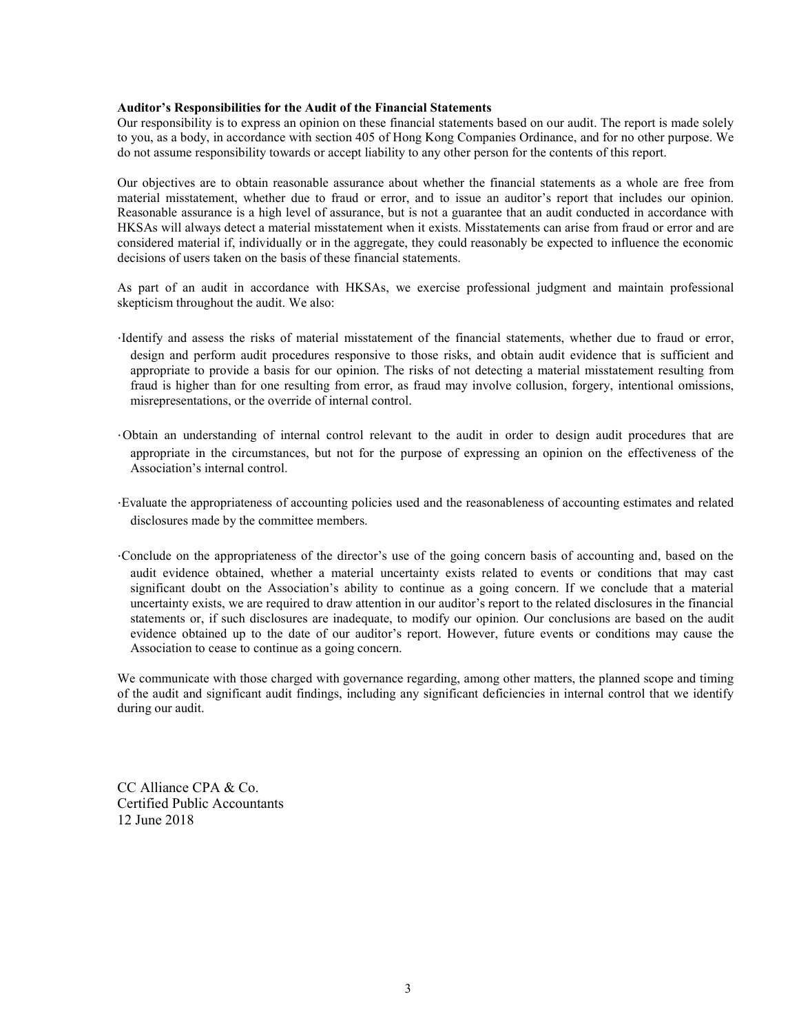**Auditor's Responsibilities for the Audit of the Financial Statements**

Our responsibility is to express an opinion on these financial statements based on our audit. The report is made solely to you, as a body, in accordance with section 405 of Hong Kong Companies Ordinance, and for no other purpose. We do not assume responsibility towards or accept liability to any other person for the contents of this report.

Our objectives are to obtain reasonable assurance about whether the financial statements as a whole are free from material misstatement, whether due to fraud or error, and to issue an auditor's report that includes our opinion. Reasonable assurance is a high level of assurance, but is not a guarantee that an audit conducted in accordance with HKSAs will always detect a material misstatement when it exists. Misstatements can arise from fraud or error and are considered material if, individually or in the aggregate, they could reasonably be expected to influence the economic decisions of users taken on the basis of these financial statements.

As part of an audit in accordance with HKSAs, we exercise professional judgment and maintain professional skepticism throughout the audit. We also:

- Identify and assess the risks of material misstatement of the financial statements, whether due to fraud or error, design and perform audit procedures responsive to those risks, and obtain audit evidence that is sufficient and appropriate to provide a basis for our opinion. The risks of not detecting a material misstatement resulting from fraud is higher than for one resulting from error, as fraud may involve collusion, forgery, intentional omissions, misrepresentations, or the override of internal control.

- Obtain an understanding of internal control relevant to the audit in order to design audit procedures that are appropriate in the circumstances, but not for the purpose of expressing an opinion on the effectiveness of the Association's internal control.

- Evaluate the appropriateness of accounting policies used and the reasonableness of accounting estimates and related disclosures made by the committee members.

- Conclude on the appropriateness of the director's use of the going concern basis of accounting and, based on the audit evidence obtained, whether a material uncertainty exists related to events or conditions that may cast significant doubt on the Association's ability to continue as a going concern. If we conclude that a material uncertainty exists, we are required to draw attention in our auditor's report to the related disclosures in the financial statements or, if such disclosures are inadequate, to modify our opinion. Our conclusions are based on the audit evidence obtained up to the date of our auditor's report. However, future events or conditions may cause the Association to cease to continue as a going concern.

We communicate with those charged with governance regarding, among other matters, the planned scope and timing of the audit and significant audit findings, including any significant deficiencies in internal control that we identify during our audit.

CC Alliance CPA & Co.
Certified Public Accountants
12 June 2018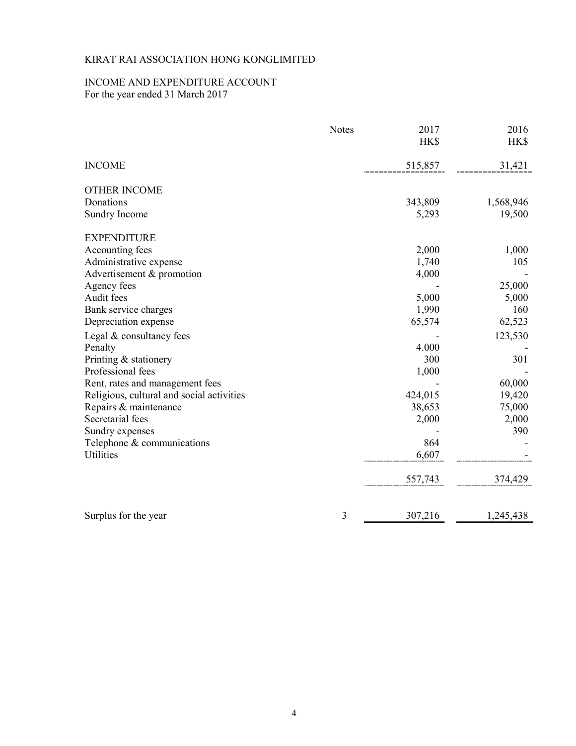KIRAT RAI ASSOCIATION HONG KONGLIMITED

INCOME AND EXPENDITURE ACCOUNT
For the year ended 31 March 2017

| | Notes | 2017 HK$ | 2016 HK$ |
|---|---|---|---|
| INCOME | | 515,857 | 31,421 |
| | | | |
| OTHER INCOME | | | |
| Donations | | 343,809 | 1,568,946 |
| Sundry Income | | 5,293 | 19,500 |
| | | | |
| EXPENDITURE | | | |
| Accounting fees | | 2,000 | 1,000 |
| Administrative expense | | 1,740 | 105 |
| Advertisement & promotion | | 4,000 | - |
| Agency fees | | - | 25,000 |
| Audit fees | | 5,000 | 5,000 |
| Bank service charges | | 1,990 | 160 |
| Depreciation expense | | 65,574 | 62,523 |
| Legal & consultancy fees | | - | 123,530 |
| Penalty | | 4.000 | - |
| Printing & stationery | | 300 | 301 |
| Professional fees | | 1,000 | - |
| Rent, rates and management fees | | - | 60,000 |
| Religious, cultural and social activities | | 424,015 | 19,420 |
| Repairs & maintenance | | 38,653 | 75,000 |
| Secretarial fees | | 2,000 | 2,000 |
| Sundry expenses | | - | 390 |
| Telephone & communications | | 864 | - |
| Utilities | | 6,607 | - |
| | | 557,743 | 374,429 |
| | | | |
| Surplus for the year | 3 | 307,216 | 1,245,438 |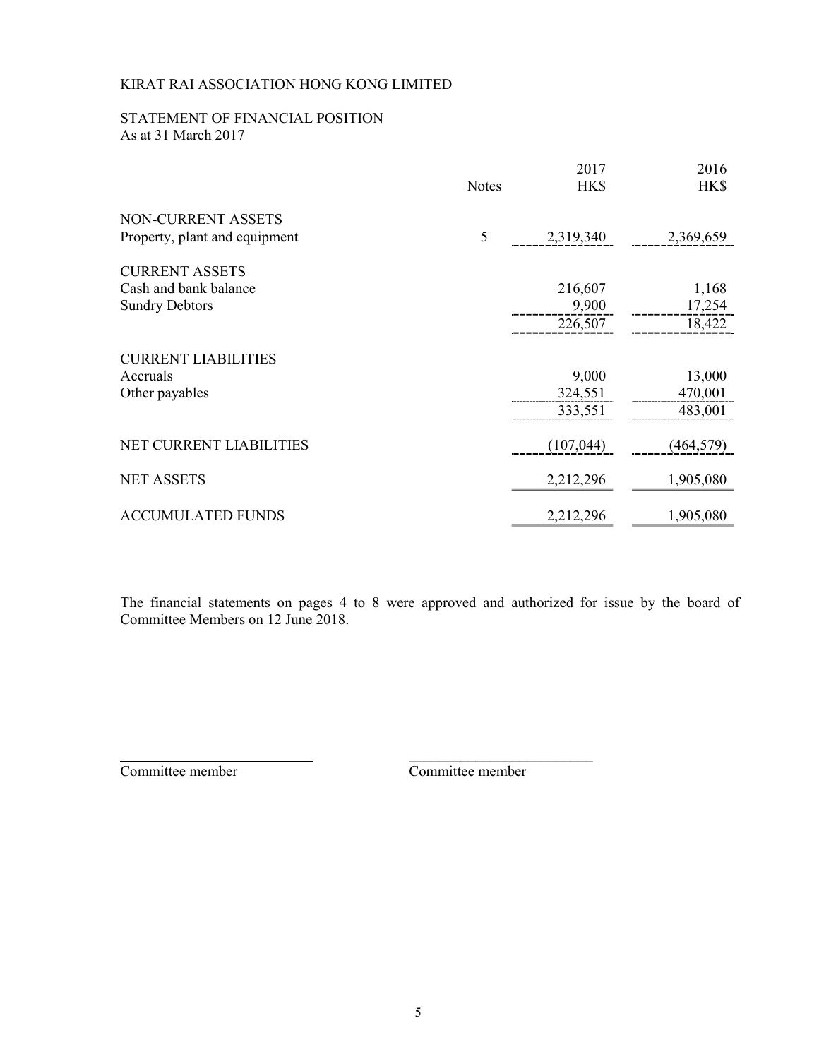KIRAT RAI ASSOCIATION HONG KONG LIMITED

STATEMENT OF FINANCIAL POSITION
As at 31 March 2017

| | Notes | 2017 HK$ | 2016 HK$ |
|---|---|---|---|
| NON-CURRENT ASSETS | | | |
| Property, plant and equipment | 5 | 2,319,340 | 2,369,659 |
| CURRENT ASSETS | | | |
| Cash and bank balance | | 216,607 | 1,168 |
| Sundry Debtors | | 9,900 | 17,254 |
| | | 226,507 | 18,422 |
| CURRENT LIABILITIES | | | |
| Accruals | | 9,000 | 13,000 |
| Other payables | | 324,551 | 470,001 |
| | | 333,551 | 483,001 |
| NET CURRENT LIABILITIES | | (107,044) | (464,579) |
| NET ASSETS | | 2,212,296 | 1,905,080 |
| ACCUMULATED FUNDS | | 2,212,296 | 1,905,080 |

The financial statements on pages 4 to 8 were approved and authorized for issue by the board of Committee Members on 12 June 2018.

\_\_\_\_\_\_\_\_\_\_\_\_\_\_\_\_\_\_\_\_\_\_\_\_\_\_
Committee member

\_\_\_\_\_\_\_\_\_\_\_\_\_\_\_\_\_\_\_\_\_\_\_\_\_\_
Committee member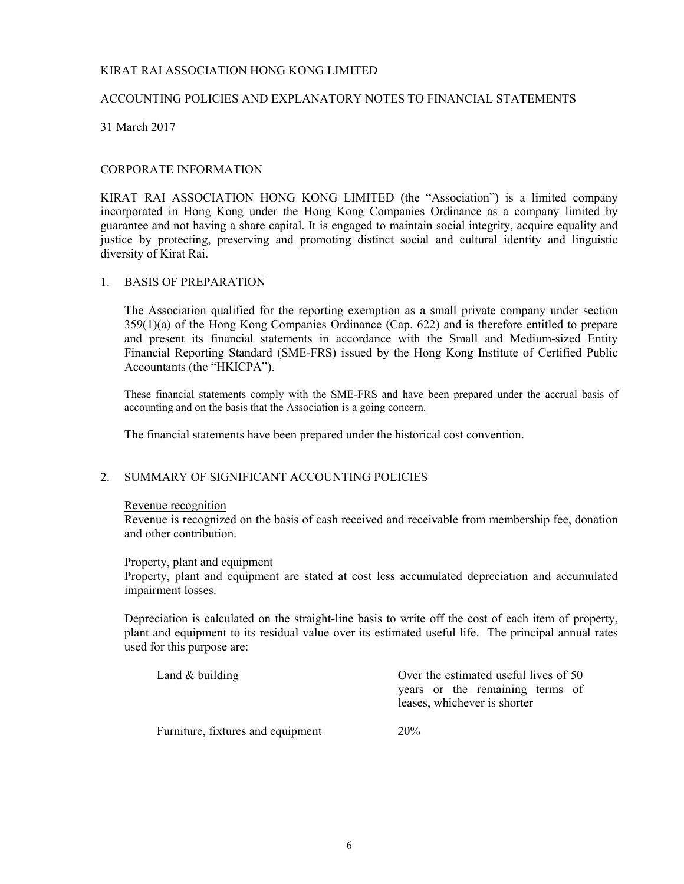KIRAT RAI ASSOCIATION HONG KONG LIMITED

ACCOUNTING POLICIES AND EXPLANATORY NOTES TO FINANCIAL STATEMENTS

31 March 2017

## CORPORATE INFORMATION

KIRAT RAI ASSOCIATION HONG KONG LIMITED (the "Association") is a limited company incorporated in Hong Kong under the Hong Kong Companies Ordinance as a company limited by guarantee and not having a share capital. It is engaged to maintain social integrity, acquire equality and justice by protecting, preserving and promoting distinct social and cultural identity and linguistic diversity of Kirat Rai.

## 1. BASIS OF PREPARATION

The Association qualified for the reporting exemption as a small private company under section 359(1)(a) of the Hong Kong Companies Ordinance (Cap. 622) and is therefore entitled to prepare and present its financial statements in accordance with the Small and Medium-sized Entity Financial Reporting Standard (SME-FRS) issued by the Hong Kong Institute of Certified Public Accountants (the "HKICPA").

These financial statements comply with the SME-FRS and have been prepared under the accrual basis of accounting and on the basis that the Association is a going concern.

The financial statements have been prepared under the historical cost convention.

## 2. SUMMARY OF SIGNIFICANT ACCOUNTING POLICIES

Revenue recognition

Revenue is recognized on the basis of cash received and receivable from membership fee, donation and other contribution.

Property, plant and equipment

Property, plant and equipment are stated at cost less accumulated depreciation and accumulated impairment losses.

Depreciation is calculated on the straight-line basis to write off the cost of each item of property, plant and equipment to its residual value over its estimated useful life. The principal annual rates used for this purpose are:

| | |
|---|---|
| Land & building | Over the estimated useful lives of 50 years or the remaining terms of leases, whichever is shorter |
| Furniture, fixtures and equipment | 20% |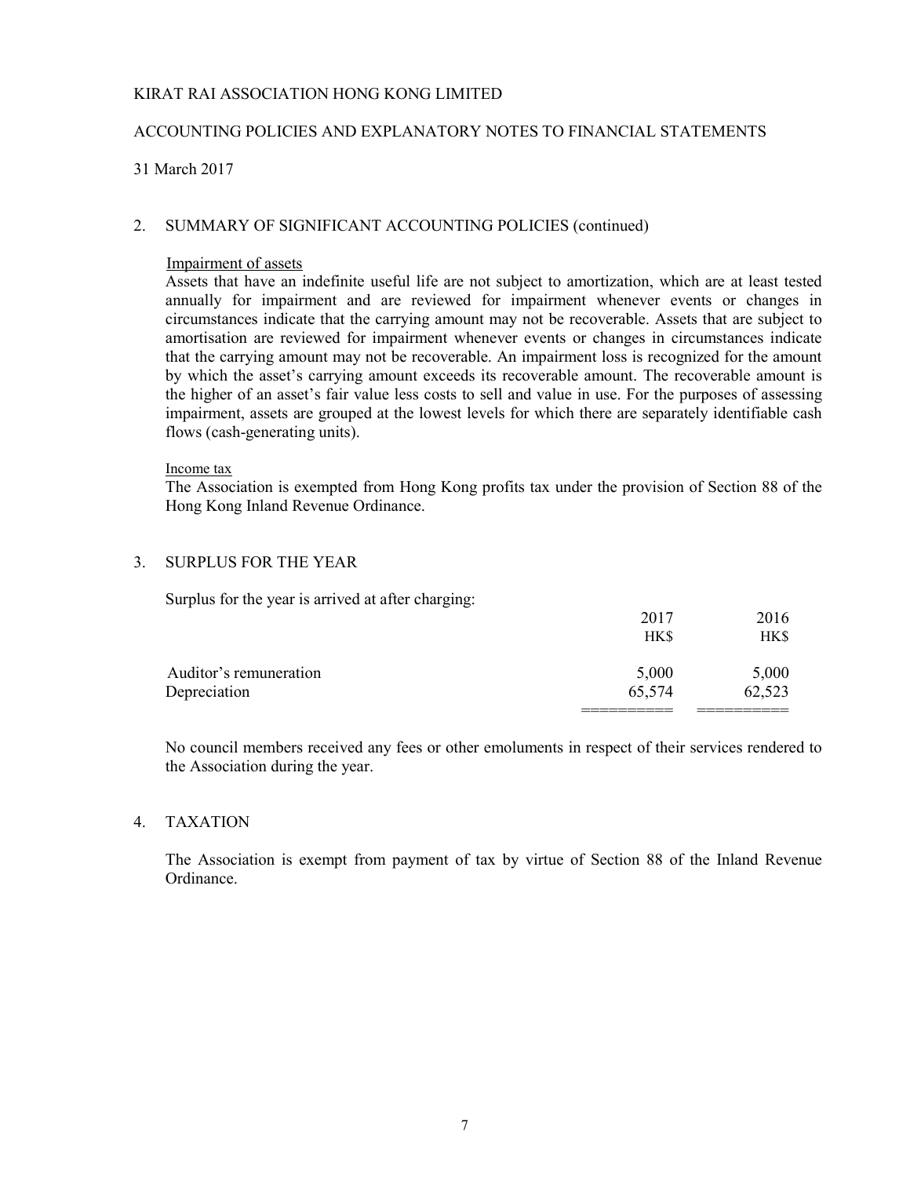KIRAT RAI ASSOCIATION HONG KONG LIMITED

ACCOUNTING POLICIES AND EXPLANATORY NOTES TO FINANCIAL STATEMENTS

31 March 2017

## 2. SUMMARY OF SIGNIFICANT ACCOUNTING POLICIES (continued)

Impairment of assets

Assets that have an indefinite useful life are not subject to amortization, which are at least tested annually for impairment and are reviewed for impairment whenever events or changes in circumstances indicate that the carrying amount may not be recoverable. Assets that are subject to amortisation are reviewed for impairment whenever events or changes in circumstances indicate that the carrying amount may not be recoverable. An impairment loss is recognized for the amount by which the asset's carrying amount exceeds its recoverable amount. The recoverable amount is the higher of an asset's fair value less costs to sell and value in use. For the purposes of assessing impairment, assets are grouped at the lowest levels for which there are separately identifiable cash flows (cash-generating units).

Income tax

The Association is exempted from Hong Kong profits tax under the provision of Section 88 of the Hong Kong Inland Revenue Ordinance.

## 3. SURPLUS FOR THE YEAR

Surplus for the year is arrived at after charging:

| | 2017 | 2016 |
|---|---|---|
| | HK$ | HK$ |
| Auditor's remuneration | 5,000 | 5,000 |
| Depreciation | 65,574 | 62,523 |

No council members received any fees or other emoluments in respect of their services rendered to the Association during the year.

## 4. TAXATION

The Association is exempt from payment of tax by virtue of Section 88 of the Inland Revenue Ordinance.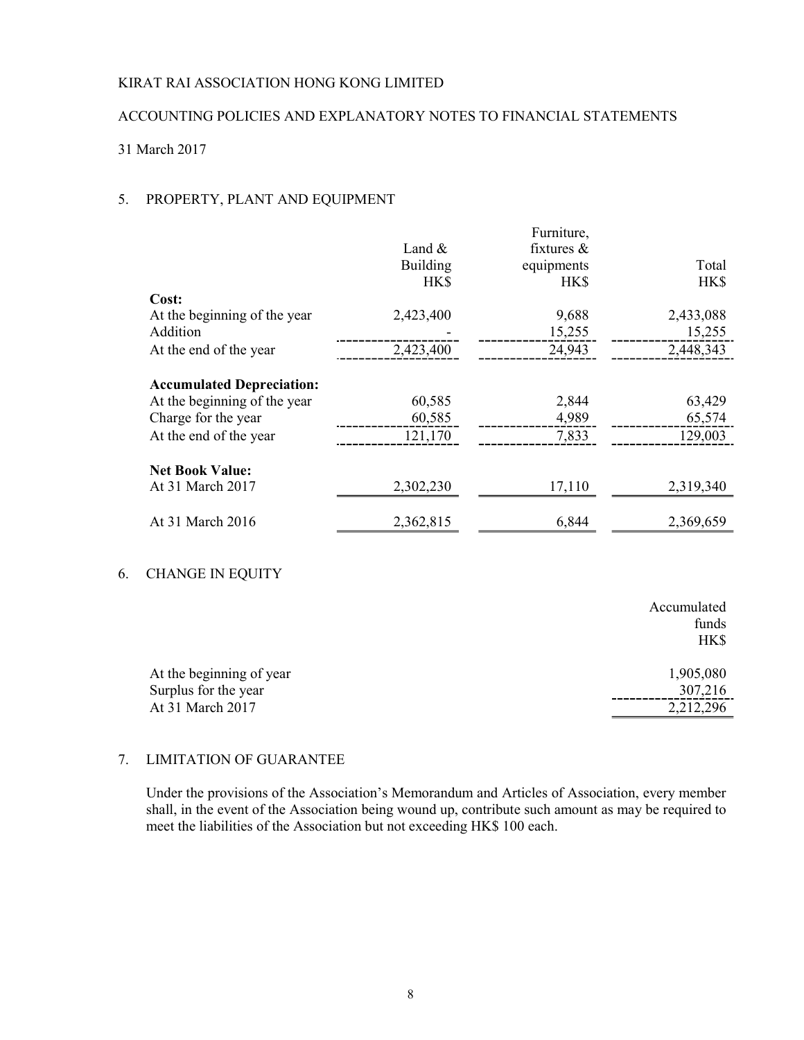KIRAT RAI ASSOCIATION HONG KONG LIMITED

ACCOUNTING POLICIES AND EXPLANATORY NOTES TO FINANCIAL STATEMENTS

31 March 2017

## 5. PROPERTY, PLANT AND EQUIPMENT

| | Land & Building HK$ | Furniture, fixtures & equipments HK$ | Total HK$ |
|---|---|---|---|
| **Cost:** | | | |
| At the beginning of the year | 2,423,400 | 9,688 | 2,433,088 |
| Addition | - | 15,255 | 15,255 |
| At the end of the year | 2,423,400 | 24,943 | 2,448,343 |
| **Accumulated Depreciation:** | | | |
| At the beginning of the year | 60,585 | 2,844 | 63,429 |
| Charge for the year | 60,585 | 4,989 | 65,574 |
| At the end of the year | 121,170 | 7,833 | 129,003 |
| **Net Book Value:** | | | |
| At 31 March 2017 | 2,302,230 | 17,110 | 2,319,340 |
| At 31 March 2016 | 2,362,815 | 6,844 | 2,369,659 |

## 6. CHANGE IN EQUITY

| | Accumulated funds HK$ |
|---|---|
| At the beginning of year | 1,905,080 |
| Surplus for the year | 307,216 |
| At 31 March 2017 | 2,212,296 |

## 7. LIMITATION OF GUARANTEE

Under the provisions of the Association's Memorandum and Articles of Association, every member shall, in the event of the Association being wound up, contribute such amount as may be required to meet the liabilities of the Association but not exceeding HK$ 100 each.